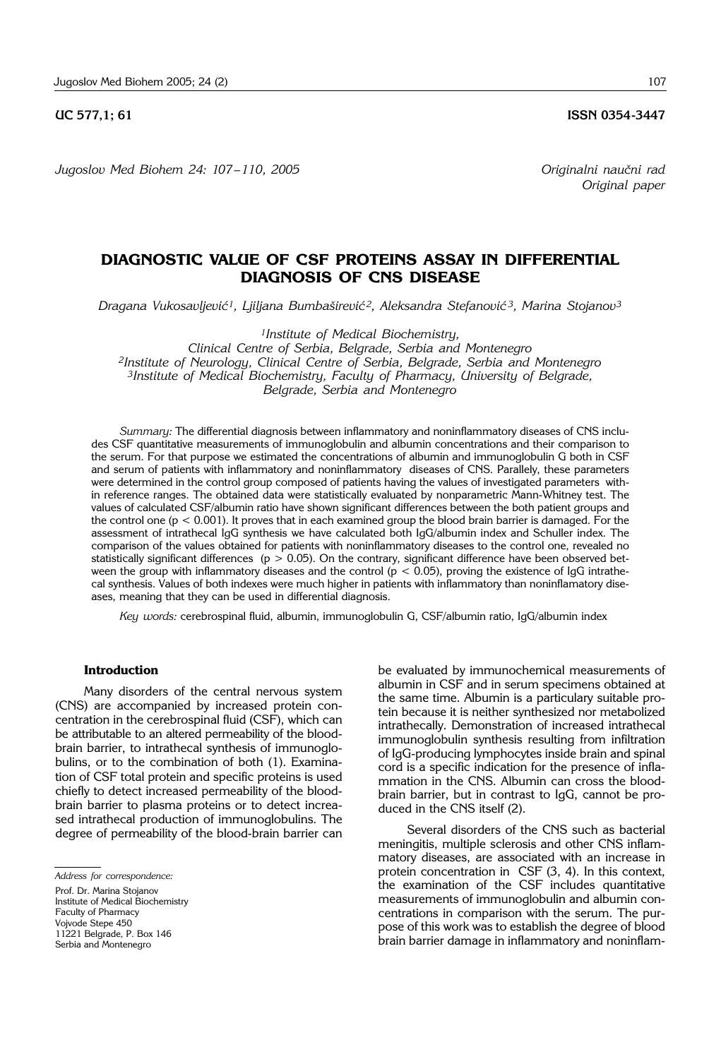UC 577,1; 61 ISSN 0354-3447

*Jugoslov Med Biohem 24: 107–110, 2005* *Originalni naučni rad*
*Original paper*

# DIAGNOSTIC VALUE OF CSF PROTEINS ASSAY IN DIFFERENTIAL DIAGNOSIS OF CNS DISEASE

*Dragana Vukosavljević[1], Ljiljana Bumbaširević[2], Aleksandra Stefanović[3], Marina Stojanov[3]*

[1]Institute of Medical Biochemistry, Clinical Centre of Serbia, Belgrade, Serbia and Montenegro
[2]Institute of Neurology, Clinical Centre of Serbia, Belgrade, Serbia and Montenegro
[3]Institute of Medical Biochemistry, Faculty of Pharmacy, University of Belgrade, Belgrade, Serbia and Montenegro

*Summary:* The differential diagnosis between inflammatory and noninflammatory diseases of CNS includes CSF quantitative measurements of immunoglobulin and albumin concentrations and their comparison to the serum. For that purpose we estimated the concentrations of albumin and immunoglobulin G both in CSF and serum of patients with inflammatory and noninflammatory diseases of CNS. Parallely, these parameters were determined in the control group composed of patients having the values of investigated parameters within reference ranges. The obtained data were statistically evaluated by nonparametric Mann-Whitney test. The values of calculated CSF/albumin ratio have shown significant differences between the both patient groups and the control one ($p < 0.001$). It proves that in each examined group the blood brain barrier is damaged. For the assessment of intrathecal IgG synthesis we have calculated both IgG/albumin index and Schuller index. The comparison of the values obtained for patients with noninflammatory diseases to the control one, revealed no statistically significant differences ($p > 0.05$). On the contrary, significant difference have been observed between the group with inflammatory diseases and the control ($p < 0.05$), proving the existence of IgG intrathecal synthesis. Values of both indexes were much higher in patients with inflammatory than noninflamatory diseases, meaning that they can be used in differential diagnosis.

*Key words:* cerebrospinal fluid, albumin, immunoglobulin G, CSF/albumin ratio, IgG/albumin index

## Introduction

Many disorders of the central nervous system (CNS) are accompanied by increased protein concentration in the cerebrospinal fluid (CSF), which can be attributable to an altered permeability of the blood-brain barrier, to intrathecal synthesis of immunoglobulins, or to the combination of both (1). Examination of CSF total protein and specific proteins is used chiefly to detect increased permeability of the blood-brain barrier to plasma proteins or to detect increased intrathecal production of immunoglobulins. The degree of permeability of the blood-brain barrier can be evaluated by immunochemical measurements of albumin in CSF and in serum specimens obtained at the same time. Albumin is a particulary suitable protein because it is neither synthesized nor metabolized intrathecally. Demonstration of increased intrathecal immunoglobulin synthesis resulting from infiltration of IgG-producing lymphocytes inside brain and spinal cord is a specific indication for the presence of inflammation in the CNS. Albumin can cross the blood-brain barrier, but in contrast to IgG, cannot be produced in the CNS itself (2).

Several disorders of the CNS such as bacterial meningitis, multiple sclerosis and other CNS inflammatory diseases, are associated with an increase in protein concentration in CSF (3, 4). In this context, the examination of the CSF includes quantitative measurements of immunoglobulin and albumin concentrations in comparison with the serum. The purpose of this work was to establish the degree of blood brain barrier damage in inflammatory and noninflam-

*Address for correspondence:*

Prof. Dr. Marina Stojanov
Institute of Medical Biochemistry
Faculty of Pharmacy
Vojvode Stepe 450
11221 Belgrade, P. Box 146
Serbia and Montenegro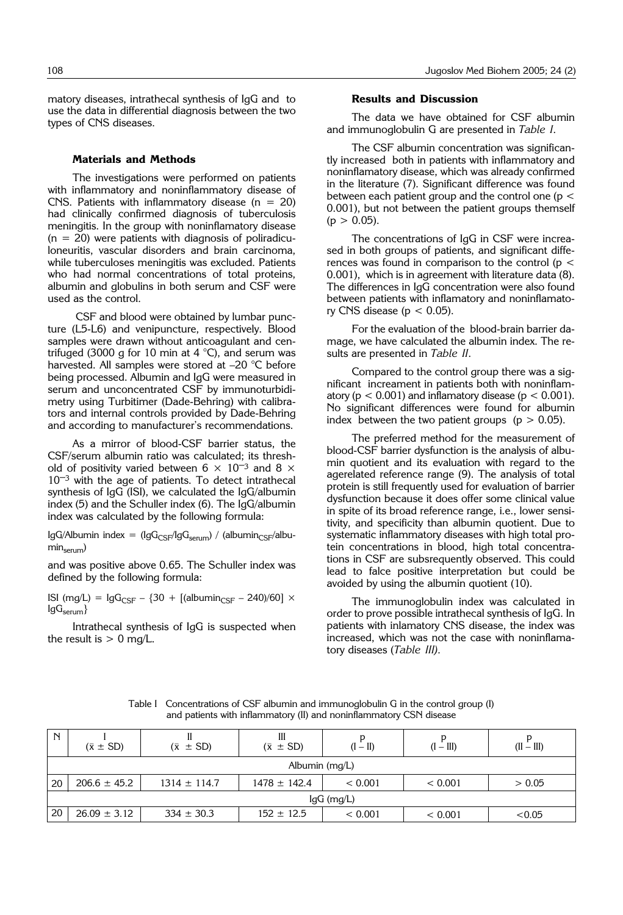matory diseases, intrathecal synthesis of IgG and to use the data in differential diagnosis between the two types of CNS diseases.

### Materials and Methods

The investigations were performed on patients with inflammatory and noninflammatory disease of CNS. Patients with inflammatory disease ($n = 20$) had clinically confirmed diagnosis of tuberculosis meningitis. In the group with noninflamatory disease ($n = 20$) were patients with diagnosis of poliradiculoneuritis, vascular disorders and brain carcinoma, while tuberculoses meningitis was excluded. Patients who had normal concentrations of total proteins, albumin and globulins in both serum and CSF were used as the control.

CSF and blood were obtained by lumbar puncture (L5-L6) and venipuncture, respectively. Blood samples were drawn without anticoagulant and centrifuged (3000 g for 10 min at 4 °C), and serum was harvested. All samples were stored at –20 °C before being processed. Albumin and IgG were measured in serum and unconcentrated CSF by immunoturbidimetry using Turbitimer (Dade-Behring) with calibrators and internal controls provided by Dade-Behring and according to manufacturer's recommendations.

As a mirror of blood-CSF barrier status, the CSF/serum albumin ratio was calculated; its threshold of positivity varied between $6 \times 10^{-3}$ and $8 \times 10^{-3}$ with the age of patients. To detect intrathecal synthesis of IgG (ISI), we calculated the IgG/albumin index (5) and the Schuller index (6). The IgG/albumin index was calculated by the following formula:

$$\text{IgG/Albumin index} = (\text{IgG}_{\text{CSF}}/\text{IgG}_{\text{serum}}) / (\text{albumin}_{\text{CSF}}/\text{albumin}_{\text{serum}})$$

and was positive above 0.65. The Schuller index was defined by the following formula:

$$\text{ISI (mg/L)} = \text{IgG}_{\text{CSF}} - \{30 + [(\text{albumin}_{\text{CSF}} - 240)/60] \times \text{IgG}_{\text{serum}}\}$$

Intrathecal synthesis of IgG is suspected when the result is $> 0$ mg/L.

### Results and Discussion

The data we have obtained for CSF albumin and immunoglobulin G are presented in *Table I*.

The CSF albumin concentration was significantly increased both in patients with inflammatory and noninflamatory disease, which was already confirmed in the literature (7). Significant difference was found between each patient group and the control one ($p < 0.001$), but not between the patient groups themself ($p > 0.05$).

The concentrations of IgG in CSF were increased in both groups of patients, and significant differences was found in comparison to the control ($p < 0.001$), which is in agreement with literature data (8). The differences in IgG concentration were also found between patients with inflamatory and noninflamatory CNS disease ($p < 0.05$).

For the evaluation of the blood-brain barrier damage, we have calculated the albumin index. The results are presented in *Table II*.

Compared to the control group there was a significant increament in patients both with noninflammatory ($p < 0.001$) and inflamatory disease ($p < 0.001$). No significant differences were found for albumin index between the two patient groups ($p > 0.05$).

The preferred method for the measurement of blood-CSF barrier dysfunction is the analysis of albumin quotient and its evaluation with regard to the agerelated reference range (9). The analysis of total protein is still frequently used for evaluation of barrier dysfunction because it does offer some clinical value in spite of its broad reference range, i.e., lower sensitivity, and specificity than albumin quotient. Due to systematic inflammatory diseases with high total protein concentrations in blood, high total concentrations in CSF are subsrequently observed. This could lead to falce positive interpretation but could be avoided by using the albumin quotient (10).

The immunoglobulin index was calculated in order to prove possible intrathecal synthesis of IgG. In patients with inlamatory CNS disease, the index was increased, which was not the case with noninflamatory diseases (*Table III)*.

Table I Concentrations of CSF albumin and immunoglobulin G in the control group (I) and patients with inflammatory (II) and noninflammatory CSN disease

| N | I ($\bar{x} \pm$ SD) | II ($\bar{x} \pm$ SD) | III ($\bar{x} \pm$ SD) | p (I – II) | p (I – III) | p (II – III) |
|---|---|---|---|---|---|---|
| | | | Albumin (mg/L) | | | |
| 20 | 206.6 ± 45.2 | 1314 ± 114.7 | 1478 ± 142.4 | < 0.001 | < 0.001 | > 0.05 |
| | | | IgG (mg/L) | | | |
| 20 | 26.09 ± 3.12 | 334 ± 30.3 | 152 ± 12.5 | < 0.001 | < 0.001 | <0.05 |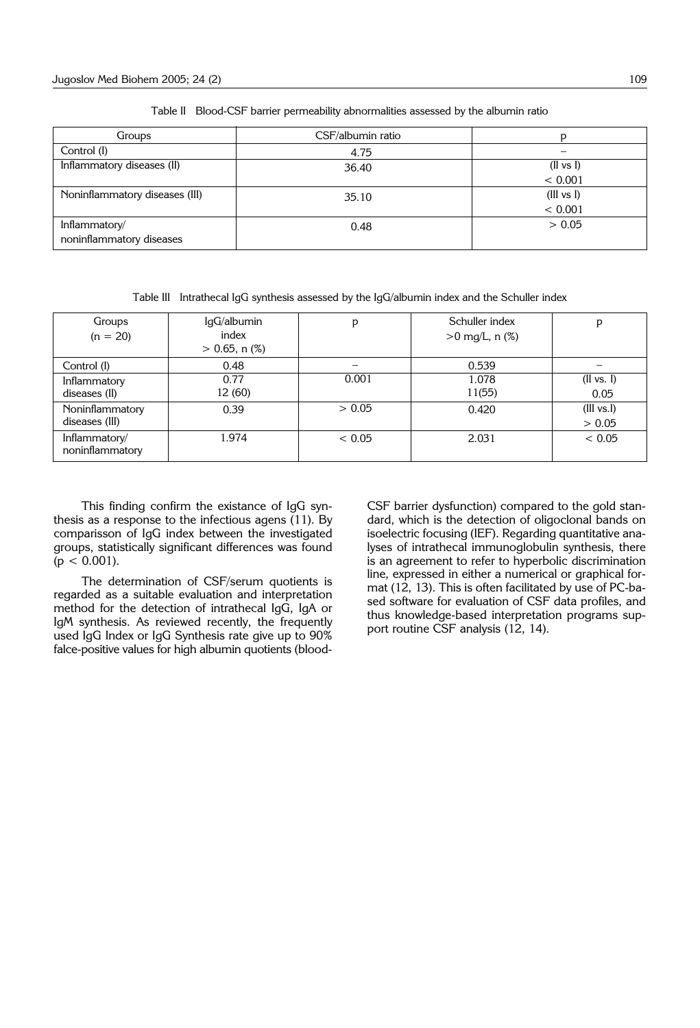Table II Blood-CSF barrier permeability abnormalities assessed by the albumin ratio

| Groups | CSF/albumin ratio | p |
|---|---|---|
| Control (I) | 4.75 | – |
| Inflammatory diseases (II) | 36.40 | (II vs I) $< 0.001$ |
| Noninflammatory diseases (III) | 35.10 | (III vs I) $< 0.001$ |
| Inflammatory/ noninflammatory diseases | 0.48 | $> 0.05$ |

Table III Intrathecal IgG synthesis assessed by the IgG/albumin index and the Schuller index

| Groups (n = 20) | IgG/albumin index > 0.65, n (%) | p | Schuller index >0 mg/L, n (%) | p |
|---|---|---|---|---|
| Control (I) | 0.48 | – | 0.539 | – |
| Inflammatory diseases (II) | 0.77 12 (60) | 0.001 | 1.078 11(55) | (II vs. I) 0.05 |
| Noninflammatory diseases (III) | 0.39 | $> 0.05$ | 0.420 | (III vs.I) $> 0.05$ |
| Inflammatory/ noninflammatory | 1.974 | $< 0.05$ | 2.031 | $< 0.05$ |

This finding confirm the existance of IgG synthesis as a response to the infectious agens (11). By comparisson of IgG index between the investigated groups, statistically significant differences was found ($p < 0.001$).

The determination of CSF/serum quotients is regarded as a suitable evaluation and interpretation method for the detection of intrathecal IgG, IgA or IgM synthesis. As reviewed recently, the frequently used IgG Index or IgG Synthesis rate give up to 90% falce-positive values for high albumin quotients (blood-CSF barrier dysfunction) compared to the gold standard, which is the detection of oligoclonal bands on isoelectric focusing (IEF). Regarding quantitative analyses of intrathecal immunoglobulin synthesis, there is an agreement to refer to hyperbolic discrimination line, expressed in either a numerical or graphical format (12, 13). This is often facilitated by use of PC-based software for evaluation of CSF data profiles, and thus knowledge-based interpretation programs support routine CSF analysis (12, 14).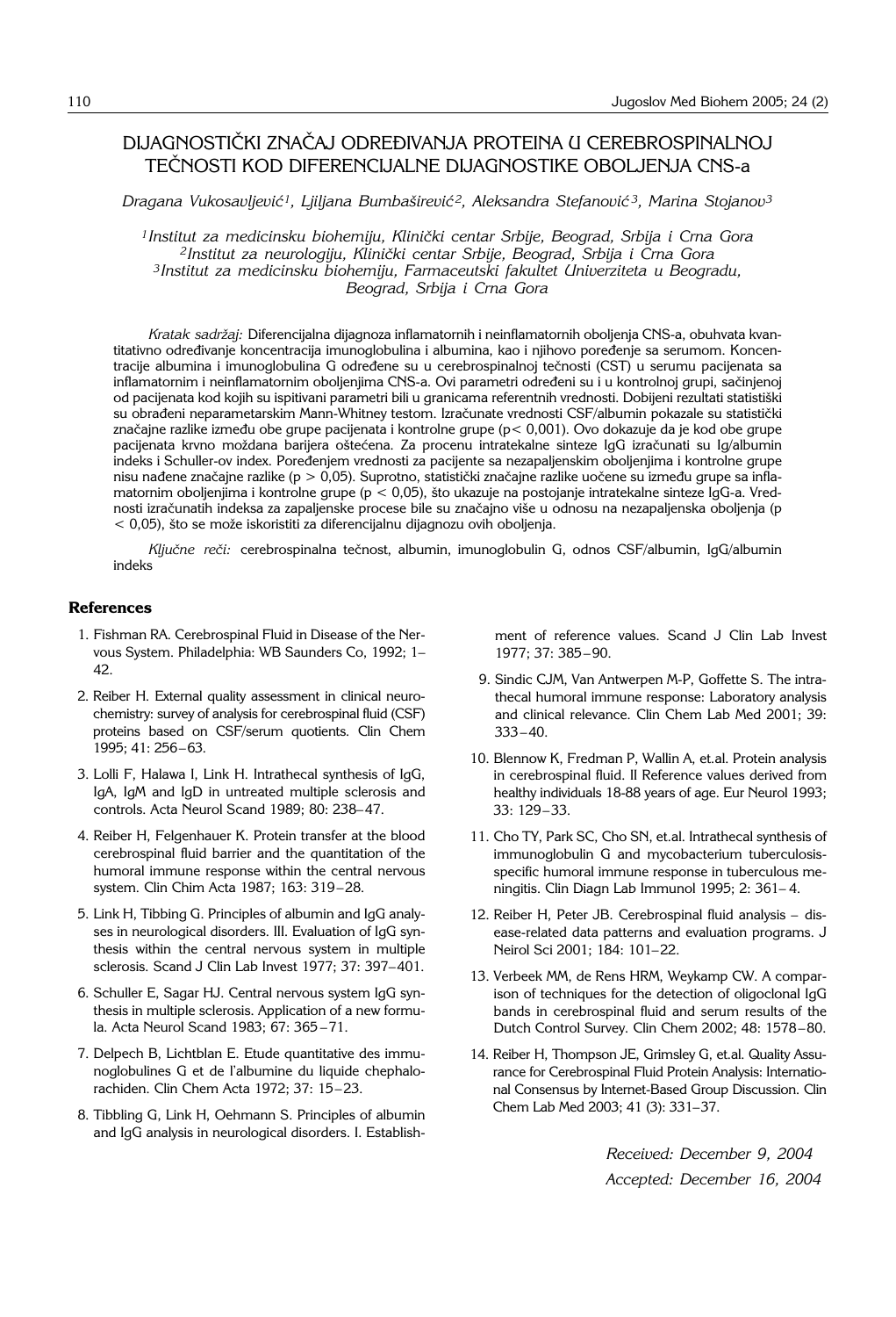# DIJAGNOSTIČKI ZNAČAJ ODREĐIVANJA PROTEINA U CEREBROSPINALNOJ TEČNOSTI KOD DIFERENCIJALNE DIJAGNOSTIKE OBOLJENJA CNS-a

*Dragana Vukosavljević[1], Ljiljana Bumbaširević[2], Aleksandra Stefanović[3], Marina Stojanov[3]*

*[1]Institut za medicinsku biohemiju, Klinički centar Srbije, Beograd, Srbija i Crna Gora*
*[2]Institut za neurologiju, Klinički centar Srbije, Beograd, Srbija i Crna Gora*
*[3]Institut za medicinsku biohemiju, Farmaceutski fakultet Univerziteta u Beogradu, Beograd, Srbija i Crna Gora*

*Kratak sadržaj:* Diferencijalna dijagnoza inflamatornih i neinflamatornih oboljenja CNS-a, obuhvata kvantitativno određivanje koncentracija imunoglobulina i albumina, kao i njihovo poređenje sa serumom. Koncentracije albumina i imunoglobulina G određene su u cerebrospinalnoj tečnosti (CST) u serumu pacijenata sa inflamatornim i neinflamatornim oboljenjima CNS-a. Ovi parametri određeni su i u kontrolnoj grupi, sačinjenoj od pacijenata kod kojih su ispitivani parametri bili u granicama referentnih vrednosti. Dobijeni rezultati statistički su obrađeni neparametarskim Mann-Whitney testom. Izračunate vrednosti CSF/albumin pokazale su statistički značajne razlike između obe grupe pacijenata i kontrolne grupe ($p < 0,001$). Ovo dokazuje da je kod obe grupe pacijenata krvno moždana barijera oštećena. Za procenu intratekalne sinteze IgG izračunati su Ig/albumin indeks i Schuller-ov index. Poređenjem vrednosti za pacijente sa nezapaljenskim oboljenjima i kontrolne grupe nisu nađene značajne razlike ($p > 0,05$). Suprotno, statistički značajne razlike uočene su između grupe sa inflamatornim oboljenjima i kontrolne grupe ($p < 0,05$), što ukazuje na postojanje intratekalne sinteze IgG-a. Vrednosti izračunatih indeksa za zapaljenske procese bile su značajno više u odnosu na nezapaljenska obolјenja ($p < 0,05$), što se može iskoristiti za diferencijalnu dijagnozu ovih oboljenja.

*Ključne reči:* cerebrospinalna tečnost, albumin, imunoglobulin G, odnos CSF/albumin, IgG/albumin indeks

## References

1. Fishman RA. Cerebrospinal Fluid in Disease of the Nervous System. Philadelphia: WB Saunders Co, 1992; 1–42.
2. Reiber H. External quality assessment in clinical neurochemistry: survey of analysis for cerebrospinal fluid (CSF) proteins based on CSF/serum quotients. Clin Chem 1995; 41: 256–63.
3. Lolli F, Halawa I, Link H. Intrathecal synthesis of IgG, IgA, IgM and IgD in untreated multiple sclerosis and controls. Acta Neurol Scand 1989; 80: 238–47.
4. Reiber H, Felgenhauer K. Protein transfer at the blood cerebrospinal fluid barrier and the quantitation of the humoral immune response within the central nervous system. Clin Chim Acta 1987; 163: 319–28.
5. Link H, Tibbing G. Principles of albumin and IgG analyses in neurological disorders. III. Evaluation of IgG synthesis within the central nervous system in multiple sclerosis. Scand J Clin Lab Invest 1977; 37: 397–401.
6. Schuller E, Sagar HJ. Central nervous system IgG synthesis in multiple sclerosis. Application of a new formula. Acta Neurol Scand 1983; 67: 365–71.
7. Delpech B, Lichtblan E. Etude quantitative des immunoglobulines G et de l'albumine du liquide chephalorachiden. Clin Chem Acta 1972; 37: 15–23.
8. Tibbling G, Link H, Oehmann S. Principles of albumin and IgG analysis in neurological disorders. I. Establishment of reference values. Scand J Clin Lab Invest 1977; 37: 385–90.
9. Sindic CJM, Van Antwerpen M-P, Goffette S. The intrathecal humoral immune response: Laboratory analysis and clinical relevance. Clin Chem Lab Med 2001; 39: 333–40.
10. Blennow K, Fredman P, Wallin A, et.al. Protein analysis in cerebrospinal fluid. II Reference values derived from healthy individuals 18-88 years of age. Eur Neurol 1993; 33: 129–33.
11. Cho TY, Park SC, Cho SN, et.al. Intrathecal synthesis of immunoglobulin G and mycobacterium tuberculosis-specific humoral immune response in tuberculous meningitis. Clin Diagn Lab Immunol 1995; 2: 361–4.
12. Reiber H, Peter JB. Cerebrospinal fluid analysis – disease-related data patterns and evaluation programs. J Neirol Sci 2001; 184: 101–22.
13. Verbeek MM, de Rens HRM, Weykamp CW. A comparison of techniques for the detection of oligoclonal IgG bands in cerebrospinal fluid and serum results of the Dutch Control Survey. Clin Chem 2002; 48: 1578–80.
14. Reiber H, Thompson JE, Grimsley G, et.al. Quality Assurance for Cerebrospinal Fluid Protein Analysis: International Consensus by Internet-Based Group Discussion. Clin Chem Lab Med 2003; 41 (3): 331–37.

*Received: December 9, 2004*
*Accepted: December 16, 2004*